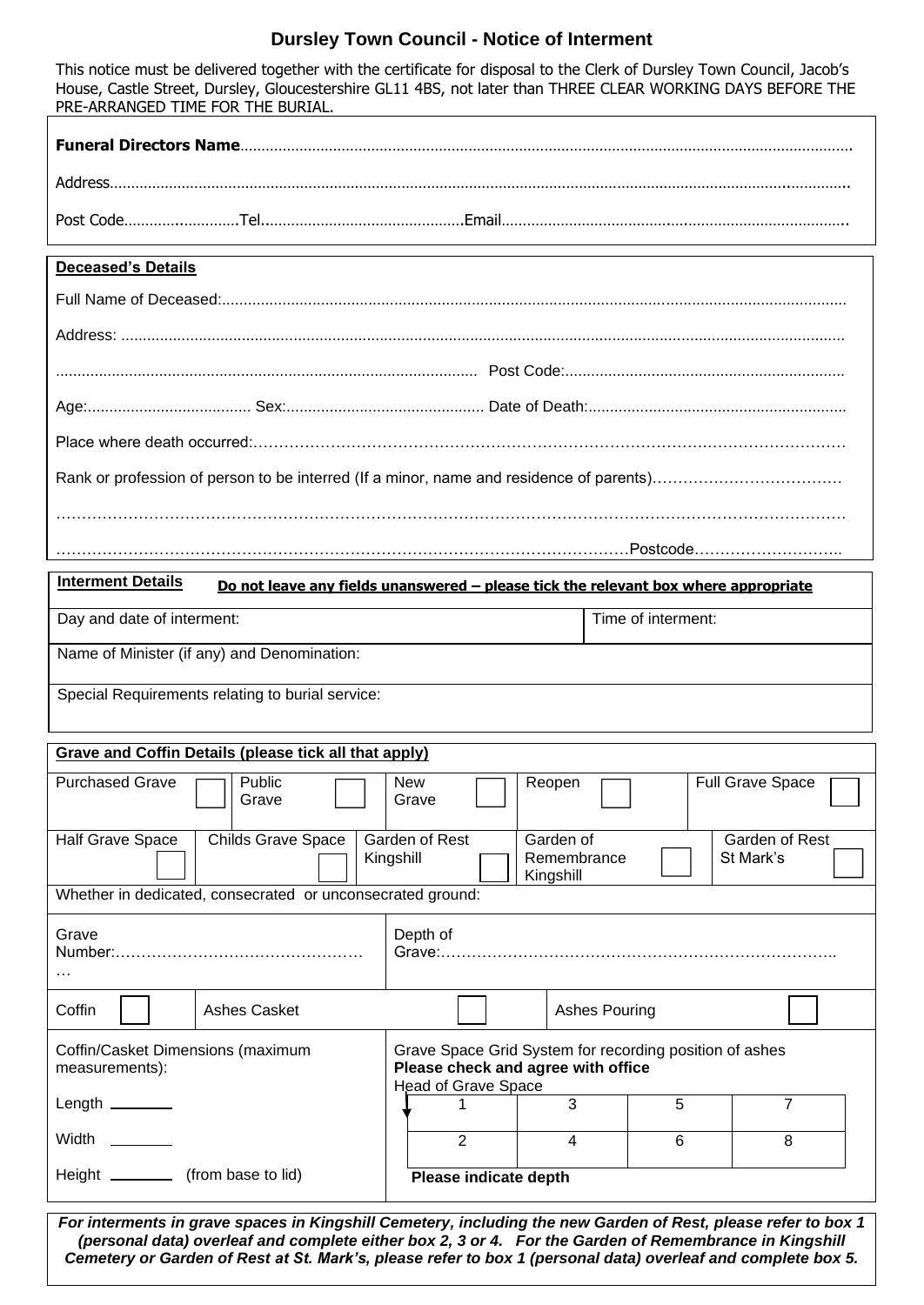# Dursley Town Council - Notice of Interment

This notice must be delivered together with the certificate for disposal to the Clerk of Dursley Town Council, Jacob's House, Castle Street, Dursley, Gloucestershire GL11 4BS, not later than THREE CLEAR WORKING DAYS BEFORE THE PRE-ARRANGED TIME FOR THE BURIAL.

**Funeral Directors Name**……………………………………………………………………………………………………………………….

Address……………………………………………………………………………………………………………………………………….

Post Code……………………….Tel……………………………………….Email……………………………………………………………..

**Deceased's Details**

Full Name of Deceased:…………………………………………………………………………………………………………………

Address: …………………………………………………………………………………………………………………………………

……………………………………………………………………………… Post Code:……………………………………………………

Age:………………………………… Sex:……………………………………… Date of Death:……………………………………………

Place where death occurred:…………………………………………………………………………………………………………

Rank or profession of person to be interred (If a minor, name and residence of parents)………………………………

……………………………………………………………………………………………………………………………………………

……………………………………………………………………………………………………Postcode………………………..

**Interment Details** — **Do not leave any fields unanswered – please tick the relevant box where appropriate**

| Day and date of interment: | Time of interment: |
|---|---|
| Name of Minister (if any) and Denomination: | |
| Special Requirements relating to burial service: | |

**Grave and Coffin Details (please tick all that apply)**

| Purchased Grave ☐ | Public Grave ☐ | New Grave ☐ | Reopen ☐ | Full Grave Space ☐ |
|---|---|---|---|---|
| Half Grave Space ☐ | Childs Grave Space ☐ | Garden of Rest Kingshill ☐ | Garden of Remembrance Kingshill ☐ | Garden of Rest St Mark's ☐ |

Whether in dedicated, consecrated or unconsecrated ground:

| Grave Number:………………………………………… | Depth of Grave:…………………………………………………………………… |
|---|---|

| Coffin ☐ | Ashes Casket ☐ | Ashes Pouring ☐ |
|---|---|---|

Coffin/Casket Dimensions (maximum measurements):

Length ________

Width ________

Height ________ (from base to lid)

Grave Space Grid System for recording position of ashes
**Please check and agree with office**
Head of Grave Space

| 1 | 3 | 5 | 7 |
|---|---|---|---|
| 2 | 4 | 6 | 8 |

**Please indicate depth**

***For interments in grave spaces in Kingshill Cemetery, including the new Garden of Rest, please refer to box 1 (personal data) overleaf and complete either box 2, 3 or 4. For the Garden of Remembrance in Kingshill Cemetery or Garden of Rest at St. Mark's, please refer to box 1 (personal data) overleaf and complete box 5.***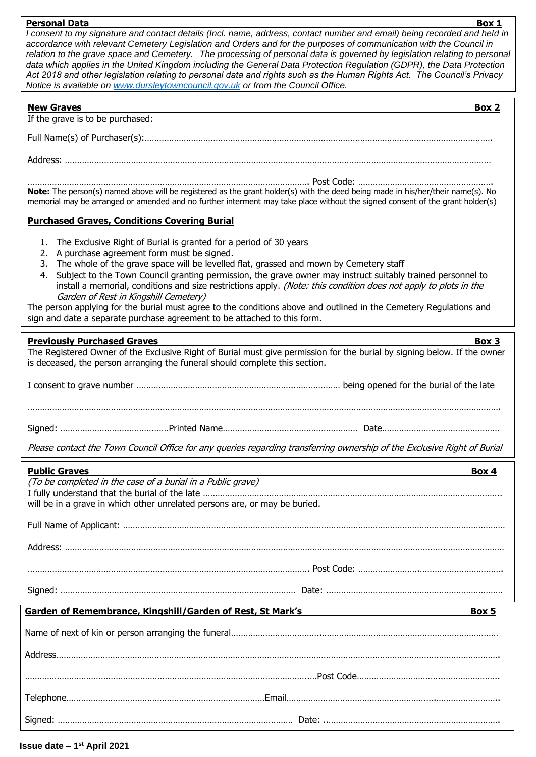## Personal Data — Box 1

*I consent to my signature and contact details (Incl. name, address, contact number and email) being recorded and held in accordance with relevant Cemetery Legislation and Orders and for the purposes of communication with the Council in relation to the grave space and Cemetery. The processing of personal data is governed by legislation relating to personal data which applies in the United Kingdom including the General Data Protection Regulation (GDPR), the Data Protection Act 2018 and other legislation relating to personal data and rights such as the Human Rights Act. The Council's Privacy Notice is available on www.dursleytowncouncil.gov.uk or from the Council Office.*

## New Graves — Box 2

If the grave is to be purchased:

Full Name(s) of Purchaser(s):…………………………………………………………………………………………………………………………

Address: ……………………………………………………………………………………………………………………………………………

…………………………………………………………………………………………………………… Post Code: ………………………………………………

**Note:** The person(s) named above will be registered as the grant holder(s) with the deed being made in his/her/their name(s). No memorial may be arranged or amended and no further interment may take place without the signed consent of the grant holder(s)

### Purchased Graves, Conditions Covering Burial

1. The Exclusive Right of Burial is granted for a period of 30 years
2. A purchase agreement form must be signed.
3. The whole of the grave space will be levelled flat, grassed and mown by Cemetery staff
4. Subject to the Town Council granting permission, the grave owner may instruct suitably trained personnel to install a memorial, conditions and size restrictions apply. *(Note: this condition does not apply to plots in the Garden of Rest in Kingshill Cemetery)*

The person applying for the burial must agree to the conditions above and outlined in the Cemetery Regulations and sign and date a separate purchase agreement to be attached to this form.

## Previously Purchased Graves — Box 3

The Registered Owner of the Exclusive Right of Burial must give permission for the burial by signing below. If the owner is deceased, the person arranging the funeral should complete this section.

I consent to grave number ……………………………………………………………………… being opened for the burial of the late

……………………………………………………………………………………………………………………………………………………

Signed: ………………………………………Printed Name………………………………………………… Date…………………………………………

*Please contact the Town Council Office for any queries regarding transferring ownership of the Exclusive Right of Burial*

## Public Graves — Box 4

*(To be completed in the case of a burial in a Public grave)*

I fully understand that the burial of the late ……………………………………………………………………………………………………
will be in a grave in which other unrelated persons are, or may be buried.

Full Name of Applicant: ………………………………………………………………………………………………………………………………

Address: ……………………………………………………………………………………………………………………………………………

…………………………………………………………………………………………………………… Post Code: ………………………………………………

Signed: …………………………………………………………………………………… Date: ……………………………………………………………

## Garden of Remembrance, Kingshill/Garden of Rest, St Mark's — Box 5

Name of next of kin or person arranging the funeral……………………………………………………………………………………………

Address……………………………………………………………………………………………………………………………………………

…………………………………………………………………………………………………………Post Code………………………………………………

Telephone……………………………………………………………………Email……………………………………………………………………

Signed: …………………………………………………………………………………… Date: ……………………………………………………………

**Issue date – 1st April 2021**